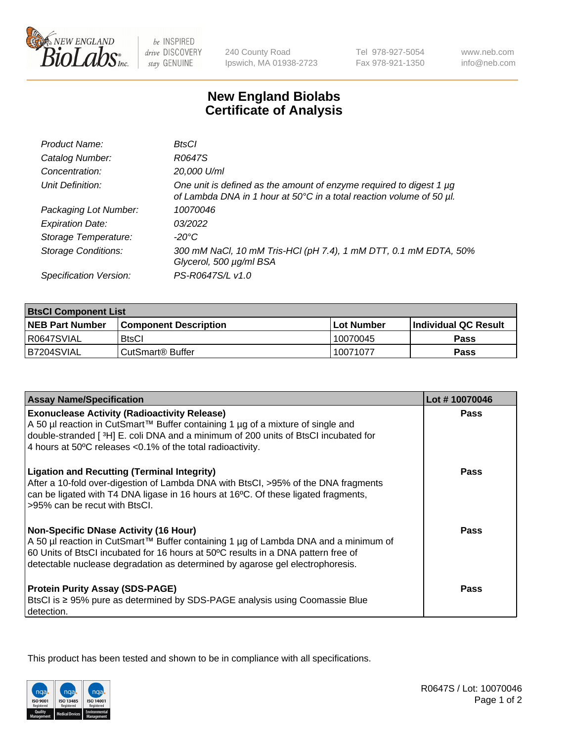240 County Road
Ipswich, MA 01938-2723

Tel 978-927-5054
Fax 978-921-1350

www.neb.com
info@neb.com

# New England Biolabs
# Certificate of Analysis

| | |
|---|---|
| *Product Name:* | *BtsCI* |
| *Catalog Number:* | *R0647S* |
| *Concentration:* | *20,000 U/ml* |
| *Unit Definition:* | *One unit is defined as the amount of enzyme required to digest 1 µg of Lambda DNA in 1 hour at 50°C in a total reaction volume of 50 µl.* |
| *Packaging Lot Number:* | *10070046* |
| *Expiration Date:* | *03/2022* |
| *Storage Temperature:* | *-20°C* |
| *Storage Conditions:* | *300 mM NaCl, 10 mM Tris-HCl (pH 7.4), 1 mM DTT, 0.1 mM EDTA, 50% Glycerol, 500 µg/ml BSA* |
| *Specification Version:* | *PS-R0647S/L v1.0* |

| **BtsCI Component List** | | | |
|---|---|---|---|
| **NEB Part Number** | **Component Description** | **Lot Number** | **Individual QC Result** |
| R0647SVIAL | BtsCI | 10070045 | **Pass** |
| B7204SVIAL | CutSmart® Buffer | 10071077 | **Pass** |

| **Assay Name/Specification** | **Lot # 10070046** |
|---|---|
| **Exonuclease Activity (Radioactivity Release)**<br>A 50 µl reaction in CutSmart™ Buffer containing 1 µg of a mixture of single and double-stranded [ $^3$H] E. coli DNA and a minimum of 200 units of BtsCI incubated for 4 hours at 50ºC releases <0.1% of the total radioactivity. | **Pass** |
| **Ligation and Recutting (Terminal Integrity)**<br>After a 10-fold over-digestion of Lambda DNA with BtsCI, >95% of the DNA fragments can be ligated with T4 DNA ligase in 16 hours at 16ºC. Of these ligated fragments, >95% can be recut with BtsCI. | **Pass** |
| **Non-Specific DNase Activity (16 Hour)**<br>A 50 µl reaction in CutSmart™ Buffer containing 1 µg of Lambda DNA and a minimum of 60 Units of BtsCI incubated for 16 hours at 50ºC results in a DNA pattern free of detectable nuclease degradation as determined by agarose gel electrophoresis. | **Pass** |
| **Protein Purity Assay (SDS-PAGE)**<br>BtsCI is ≥ 95% pure as determined by SDS-PAGE analysis using Coomassie Blue detection. | **Pass** |

This product has been tested and shown to be in compliance with all specifications.

R0647S / Lot: 10070046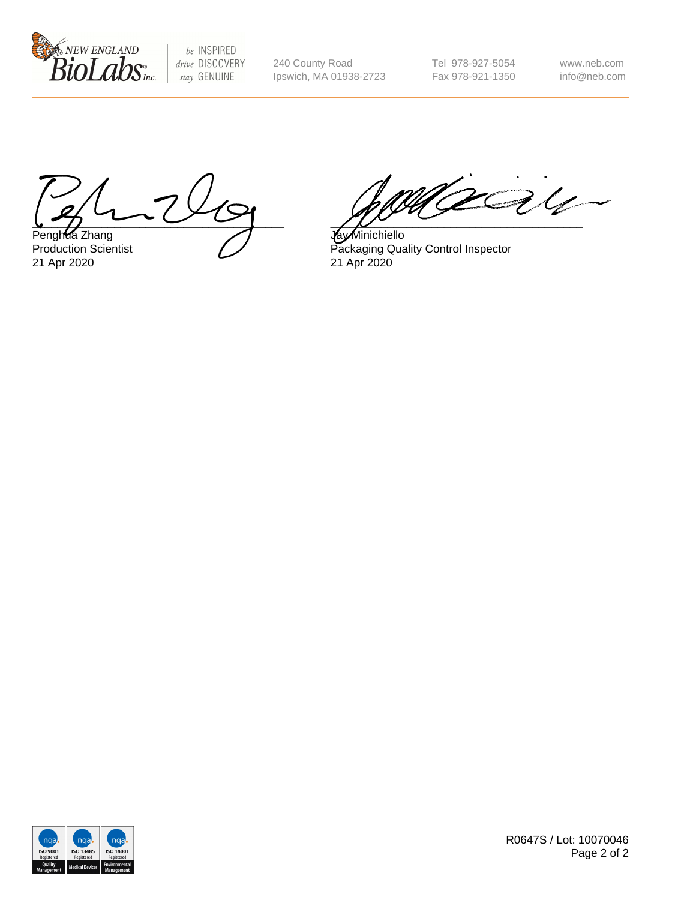NEW ENGLAND BioLabs Inc.

be INSPIRED drive DISCOVERY stay GENUINE

240 County Road
Ipswich, MA 01938-2723

Tel 978-927-5054
Fax 978-921-1350

www.neb.com
info@neb.com

Penghua Zhang
Production Scientist
21 Apr 2020

Jay Minichiello
Packaging Quality Control Inspector
21 Apr 2020

nqa ISO 9001 Registered Quality Management | nqa ISO 13485 Registered Medical Devices | nqa ISO 14001 Registered Environmental Management

R0647S / Lot: 10070046